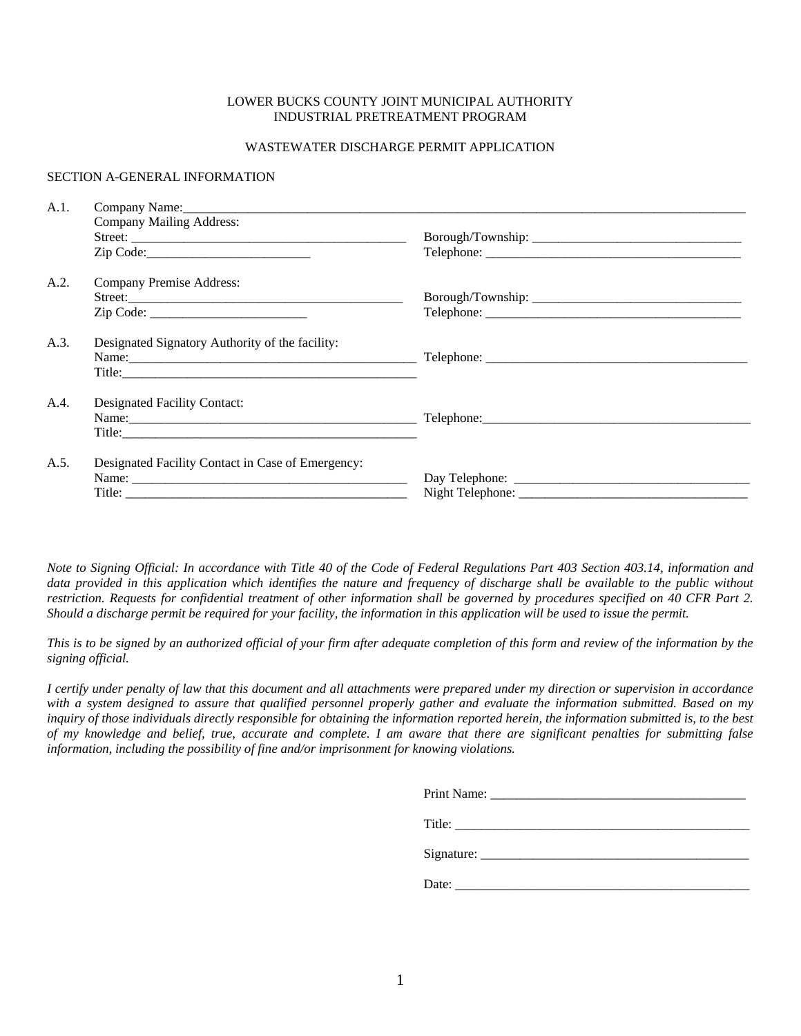LOWER BUCKS COUNTY JOINT MUNICIPAL AUTHORITY
INDUSTRIAL PRETREATMENT PROGRAM

WASTEWATER DISCHARGE PERMIT APPLICATION

SECTION A-GENERAL INFORMATION

A.1. Company Name:___________________________________________

Company Mailing Address:

Street: ______________________________ Borough/Township: ______________________

Zip Code:__________________ Telephone: ____________________________

A.2. Company Premise Address:

Street:______________________________ Borough/Township: ______________________

Zip Code: __________________ Telephone: ____________________________

A.3. Designated Signatory Authority of the facility:

Name:______________________________ Telephone: ____________________________

Title:______________________________

A.4. Designated Facility Contact:

Name:______________________________ Telephone:____________________________

Title:______________________________

A.5. Designated Facility Contact in Case of Emergency:

Name: ______________________________ Day Telephone: ________________________

Title: ______________________________ Night Telephone: ________________________

*Note to Signing Official: In accordance with Title 40 of the Code of Federal Regulations Part 403 Section 403.14, information and data provided in this application which identifies the nature and frequency of discharge shall be available to the public without restriction. Requests for confidential treatment of other information shall be governed by procedures specified on 40 CFR Part 2. Should a discharge permit be required for your facility, the information in this application will be used to issue the permit.*

*This is to be signed by an authorized official of your firm after adequate completion of this form and review of the information by the signing official.*

*I certify under penalty of law that this document and all attachments were prepared under my direction or supervision in accordance with a system designed to assure that qualified personnel properly gather and evaluate the information submitted. Based on my inquiry of those individuals directly responsible for obtaining the information reported herein, the information submitted is, to the best of my knowledge and belief, true, accurate and complete. I am aware that there are significant penalties for submitting false information, including the possibility of fine and/or imprisonment for knowing violations.*

Print Name: ______________________________

Title: ______________________________

Signature: ______________________________

Date: ______________________________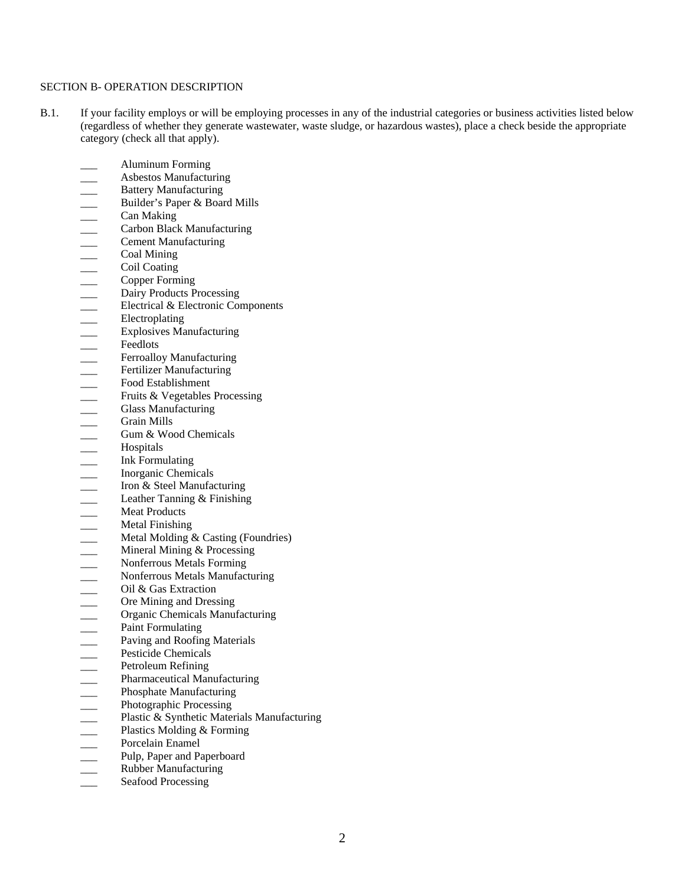SECTION B- OPERATION DESCRIPTION

B.1. If your facility employs or will be employing processes in any of the industrial categories or business activities listed below (regardless of whether they generate wastewater, waste sludge, or hazardous wastes), place a check beside the appropriate category (check all that apply).

___ Aluminum Forming
___ Asbestos Manufacturing
___ Battery Manufacturing
___ Builder's Paper & Board Mills
___ Can Making
___ Carbon Black Manufacturing
___ Cement Manufacturing
___ Coal Mining
___ Coil Coating
___ Copper Forming
___ Dairy Products Processing
___ Electrical & Electronic Components
___ Electroplating
___ Explosives Manufacturing
___ Feedlots
___ Ferroalloy Manufacturing
___ Fertilizer Manufacturing
___ Food Establishment
___ Fruits & Vegetables Processing
___ Glass Manufacturing
___ Grain Mills
___ Gum & Wood Chemicals
___ Hospitals
___ Ink Formulating
___ Inorganic Chemicals
___ Iron & Steel Manufacturing
___ Leather Tanning & Finishing
___ Meat Products
___ Metal Finishing
___ Metal Molding & Casting (Foundries)
___ Mineral Mining & Processing
___ Nonferrous Metals Forming
___ Nonferrous Metals Manufacturing
___ Oil & Gas Extraction
___ Ore Mining and Dressing
___ Organic Chemicals Manufacturing
___ Paint Formulating
___ Paving and Roofing Materials
___ Pesticide Chemicals
___ Petroleum Refining
___ Pharmaceutical Manufacturing
___ Phosphate Manufacturing
___ Photographic Processing
___ Plastic & Synthetic Materials Manufacturing
___ Plastics Molding & Forming
___ Porcelain Enamel
___ Pulp, Paper and Paperboard
___ Rubber Manufacturing
___ Seafood Processing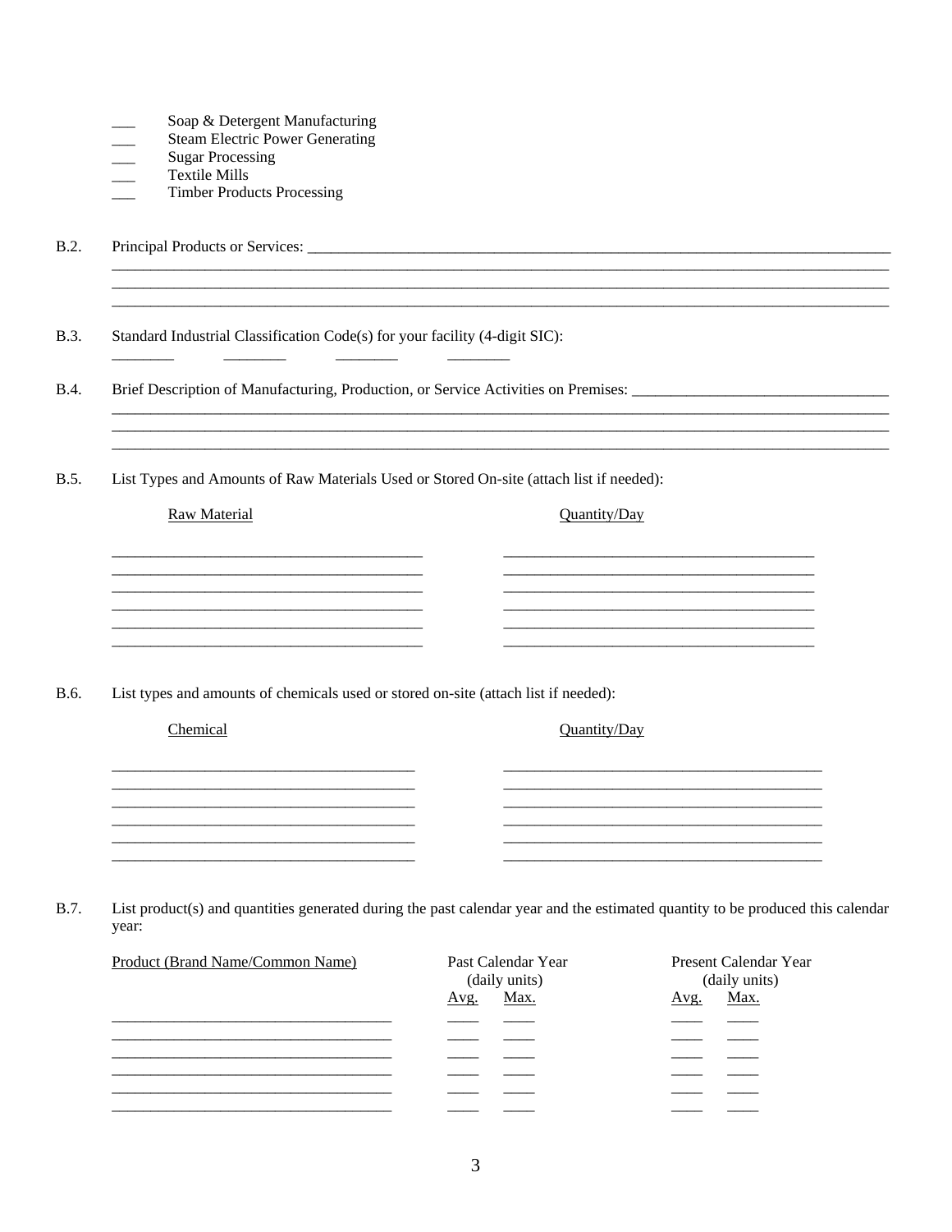- ___ Soap & Detergent Manufacturing
- ___ Steam Electric Power Generating
- ___ Sugar Processing
- ___ Textile Mills
- ___ Timber Products Processing

B.2. Principal Products or Services: ______________________________________________________________________________

______________________________________________________________________________________________

______________________________________________________________________________________________

______________________________________________________________________________________________

B.3. Standard Industrial Classification Code(s) for your facility (4-digit SIC):

________ ________ ________ ________

B.4. Brief Description of Manufacturing, Production, or Service Activities on Premises: _________________________________

______________________________________________________________________________________________

______________________________________________________________________________________________

______________________________________________________________________________________________

B.5. List Types and Amounts of Raw Materials Used or Stored On-site (attach list if needed):

| Raw Material | Quantity/Day |
|---|---|
| | |
| | |
| | |
| | |
| | |
| | |

B.6. List types and amounts of chemicals used or stored on-site (attach list if needed):

| Chemical | Quantity/Day |
|---|---|
| | |
| | |
| | |
| | |
| | |
| | |

B.7. List product(s) and quantities generated during the past calendar year and the estimated quantity to be produced this calendar year:

| Product (Brand Name/Common Name) | Past Calendar Year (daily units) | | Present Calendar Year (daily units) | |
|---|---|---|---|---|
| | Avg. | Max. | Avg. | Max. |
| | | | | |
| | | | | |
| | | | | |
| | | | | |
| | | | | |
| | | | | |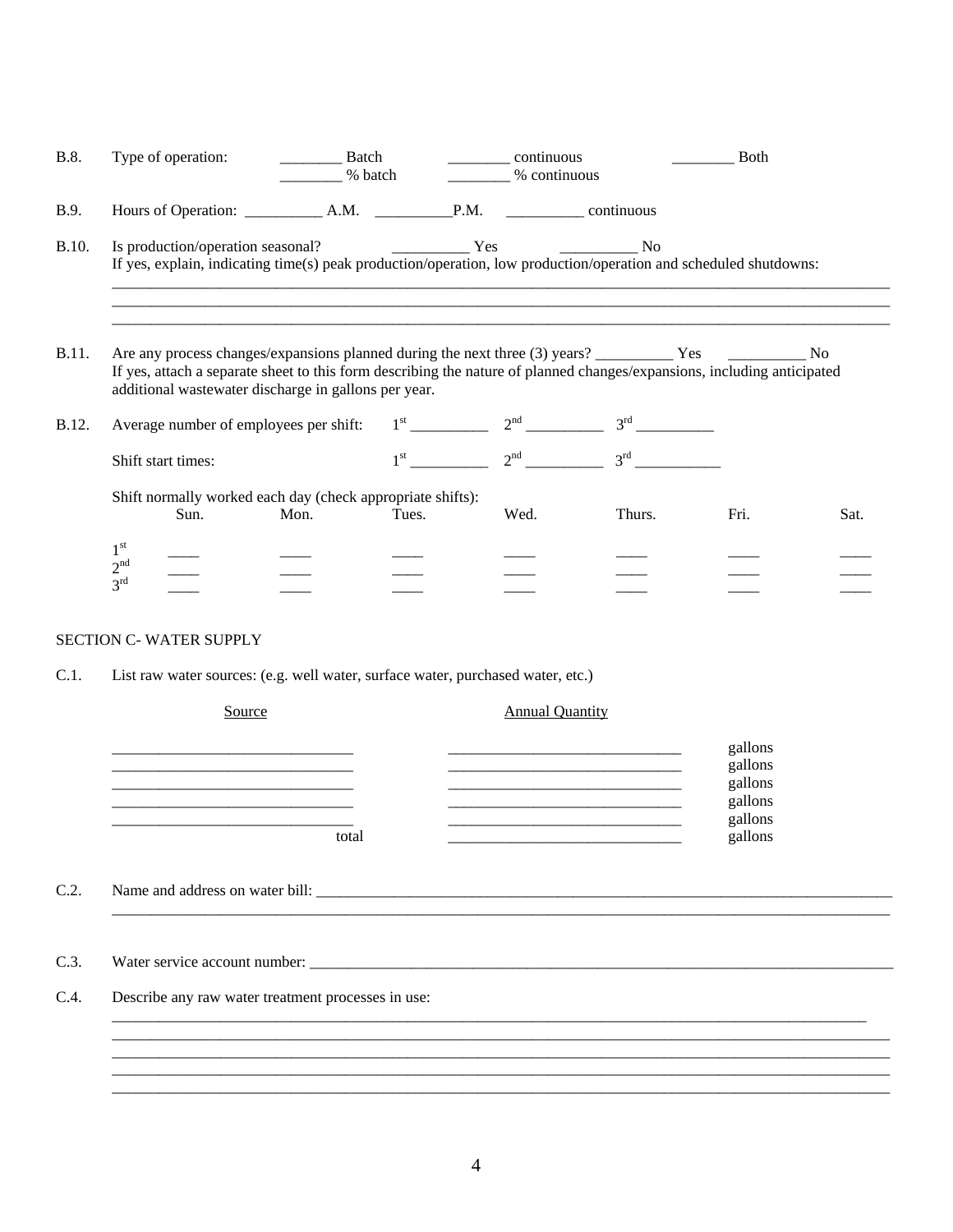B.8. Type of operation: ________ Batch ________ continuous ________ Both
________ % batch ________ % continuous

B.9. Hours of Operation: __________ A.M. __________P.M. __________ continuous

B.10. Is production/operation seasonal? __________ Yes __________ No
If yes, explain, indicating time(s) peak production/operation, low production/operation and scheduled shutdowns:

_______________________________________________________________________________________________

_______________________________________________________________________________________________

_______________________________________________________________________________________________

B.11. Are any process changes/expansions planned during the next three (3) years? __________ Yes __________ No
If yes, attach a separate sheet to this form describing the nature of planned changes/expansions, including anticipated additional wastewater discharge in gallons per year.

B.12. Average number of employees per shift: 1st __________ 2nd __________ 3rd __________

Shift start times: 1st __________ 2nd __________ 3rd __________

Shift normally worked each day (check appropriate shifts):

| | Sun. | Mon. | Tues. | Wed. | Thurs. | Fri. | Sat. |
|---|---|---|---|---|---|---|---|
| 1st | ____ | ____ | ____ | ____ | ____ | ____ | ____ |
| 2nd | ____ | ____ | ____ | ____ | ____ | ____ | ____ |
| 3rd | ____ | ____ | ____ | ____ | ____ | ____ | ____ |

## SECTION C- WATER SUPPLY

C.1. List raw water sources: (e.g. well water, surface water, purchased water, etc.)

| Source | Annual Quantity | |
|---|---|---|
| ______________________________ | ______________________________ | gallons |
| ______________________________ | ______________________________ | gallons |
| ______________________________ | ______________________________ | gallons |
| ______________________________ | ______________________________ | gallons |
| ______________________________ | ______________________________ | gallons |
| total | ______________________________ | gallons |

C.2. Name and address on water bill: ____________________________________________________________

_______________________________________________________________________________________________

C.3. Water service account number: ______________________________________________________________

C.4. Describe any raw water treatment processes in use:

_______________________________________________________________________________________________

_______________________________________________________________________________________________

_______________________________________________________________________________________________

_______________________________________________________________________________________________

_______________________________________________________________________________________________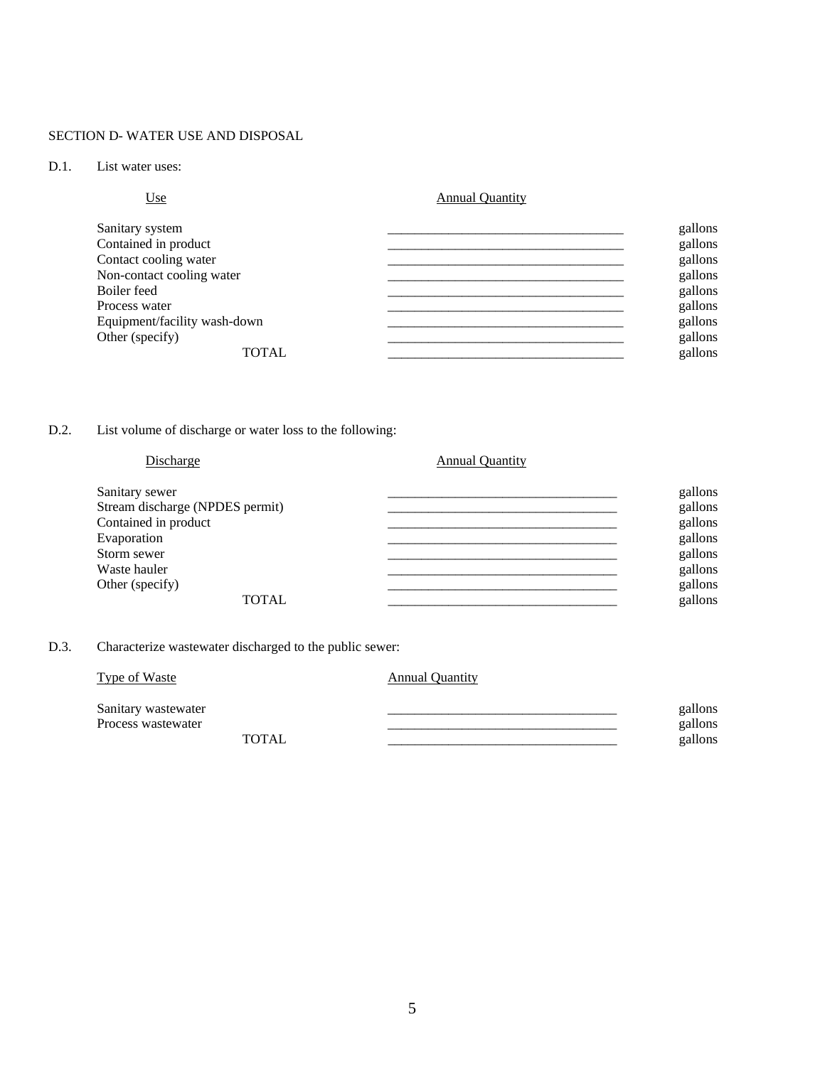SECTION D- WATER USE AND DISPOSAL

D.1. List water uses:

| Use | Annual Quantity | |
|---|---|---|
| Sanitary system | ___________________________________ | gallons |
| Contained in product | ___________________________________ | gallons |
| Contact cooling water | ___________________________________ | gallons |
| Non-contact cooling water | ___________________________________ | gallons |
| Boiler feed | ___________________________________ | gallons |
| Process water | ___________________________________ | gallons |
| Equipment/facility wash-down | ___________________________________ | gallons |
| Other (specify) | ___________________________________ | gallons |
| TOTAL | ___________________________________ | gallons |

D.2. List volume of discharge or water loss to the following:

| Discharge | Annual Quantity | |
|---|---|---|
| Sanitary sewer | __________________________________ | gallons |
| Stream discharge (NPDES permit) | __________________________________ | gallons |
| Contained in product | __________________________________ | gallons |
| Evaporation | __________________________________ | gallons |
| Storm sewer | __________________________________ | gallons |
| Waste hauler | __________________________________ | gallons |
| Other (specify) | __________________________________ | gallons |
| TOTAL | __________________________________ | gallons |

D.3. Characterize wastewater discharged to the public sewer:

| Type of Waste | Annual Quantity | |
|---|---|---|
| Sanitary wastewater | __________________________________ | gallons |
| Process wastewater | __________________________________ | gallons |
| TOTAL | __________________________________ | gallons |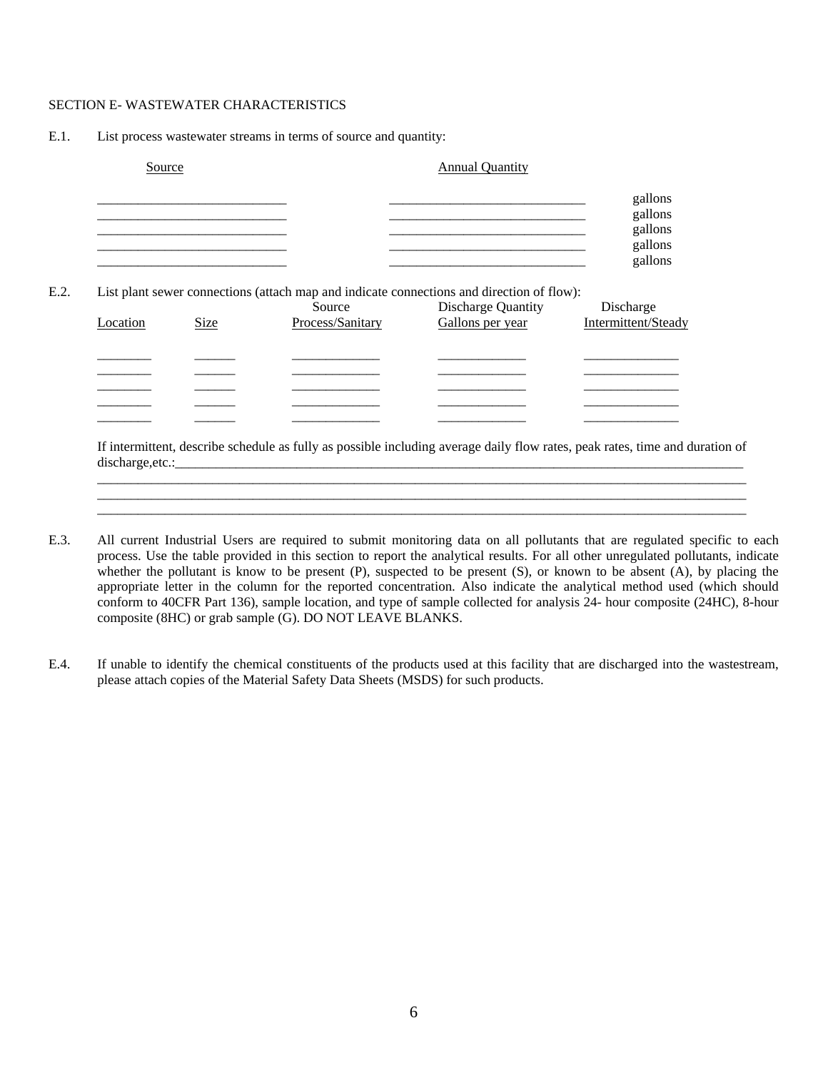SECTION E- WASTEWATER CHARACTERISTICS

E.1. List process wastewater streams in terms of source and quantity:

| Source | Annual Quantity | |
|---|---|---|
| ___________________________ | _____________________________ | gallons |
| ___________________________ | _____________________________ | gallons |
| ___________________________ | _____________________________ | gallons |
| ___________________________ | _____________________________ | gallons |
| ___________________________ | _____________________________ | gallons |

E.2. List plant sewer connections (attach map and indicate connections and direction of flow):

| Location | Size | Source Process/Sanitary | Discharge Quantity Gallons per year | Discharge Intermittent/Steady |
|---|---|---|---|---|
| ________ | ______ | _____________ | _____________ | ______________ |
| ________ | ______ | _____________ | _____________ | ______________ |
| ________ | ______ | _____________ | _____________ | ______________ |
| ________ | ______ | _____________ | _____________ | ______________ |
| ________ | ______ | _____________ | _____________ | ______________ |

If intermittent, describe schedule as fully as possible including average daily flow rates, peak rates, time and duration of discharge,etc.:____________________________________________________________________________________________
____________________________________________________________________________________________________________
____________________________________________________________________________________________________________
____________________________________________________________________________________________________________

E.3. All current Industrial Users are required to submit monitoring data on all pollutants that are regulated specific to each process. Use the table provided in this section to report the analytical results. For all other unregulated pollutants, indicate whether the pollutant is know to be present (P), suspected to be present (S), or known to be absent (A), by placing the appropriate letter in the column for the reported concentration. Also indicate the analytical method used (which should conform to 40CFR Part 136), sample location, and type of sample collected for analysis 24- hour composite (24HC), 8-hour composite (8HC) or grab sample (G). DO NOT LEAVE BLANKS.

E.4. If unable to identify the chemical constituents of the products used at this facility that are discharged into the wastestream, please attach copies of the Material Safety Data Sheets (MSDS) for such products.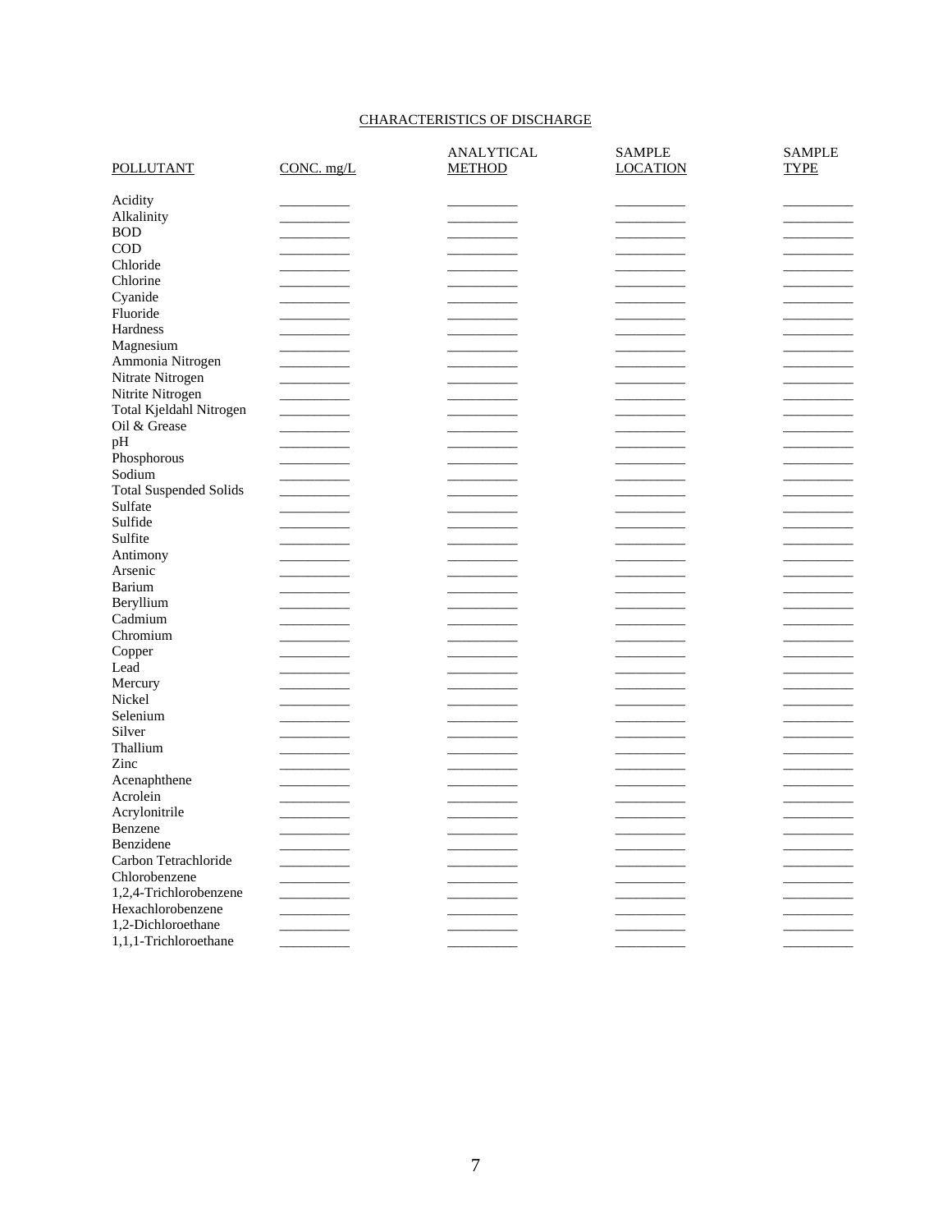## CHARACTERISTICS OF DISCHARGE

| POLLUTANT | CONC. mg/L | ANALYTICAL METHOD | SAMPLE LOCATION | SAMPLE TYPE |
|---|---|---|---|---|
| Acidity | __________ | __________ | __________ | __________ |
| Alkalinity | __________ | __________ | __________ | __________ |
| BOD | __________ | __________ | __________ | __________ |
| COD | __________ | __________ | __________ | __________ |
| Chloride | __________ | __________ | __________ | __________ |
| Chlorine | __________ | __________ | __________ | __________ |
| Cyanide | __________ | __________ | __________ | __________ |
| Fluoride | __________ | __________ | __________ | __________ |
| Hardness | __________ | __________ | __________ | __________ |
| Magnesium | __________ | __________ | __________ | __________ |
| Ammonia Nitrogen | __________ | __________ | __________ | __________ |
| Nitrate Nitrogen | __________ | __________ | __________ | __________ |
| Nitrite Nitrogen | __________ | __________ | __________ | __________ |
| Total Kjeldahl Nitrogen | __________ | __________ | __________ | __________ |
| Oil & Grease | __________ | __________ | __________ | __________ |
| pH | __________ | __________ | __________ | __________ |
| Phosphorous | __________ | __________ | __________ | __________ |
| Sodium | __________ | __________ | __________ | __________ |
| Total Suspended Solids | __________ | __________ | __________ | __________ |
| Sulfate | __________ | __________ | __________ | __________ |
| Sulfide | __________ | __________ | __________ | __________ |
| Sulfite | __________ | __________ | __________ | __________ |
| Antimony | __________ | __________ | __________ | __________ |
| Arsenic | __________ | __________ | __________ | __________ |
| Barium | __________ | __________ | __________ | __________ |
| Beryllium | __________ | __________ | __________ | __________ |
| Cadmium | __________ | __________ | __________ | __________ |
| Chromium | __________ | __________ | __________ | __________ |
| Copper | __________ | __________ | __________ | __________ |
| Lead | __________ | __________ | __________ | __________ |
| Mercury | __________ | __________ | __________ | __________ |
| Nickel | __________ | __________ | __________ | __________ |
| Selenium | __________ | __________ | __________ | __________ |
| Silver | __________ | __________ | __________ | __________ |
| Thallium | __________ | __________ | __________ | __________ |
| Zinc | __________ | __________ | __________ | __________ |
| Acenaphthene | __________ | __________ | __________ | __________ |
| Acrolein | __________ | __________ | __________ | __________ |
| Acrylonitrile | __________ | __________ | __________ | __________ |
| Benzene | __________ | __________ | __________ | __________ |
| Benzidene | __________ | __________ | __________ | __________ |
| Carbon Tetrachloride | __________ | __________ | __________ | __________ |
| Chlorobenzene | __________ | __________ | __________ | __________ |
| 1,2,4-Trichlorobenzene | __________ | __________ | __________ | __________ |
| Hexachlorobenzene | __________ | __________ | __________ | __________ |
| 1,2-Dichloroethane | __________ | __________ | __________ | __________ |
| 1,1,1-Trichloroethane | __________ | __________ | __________ | __________ |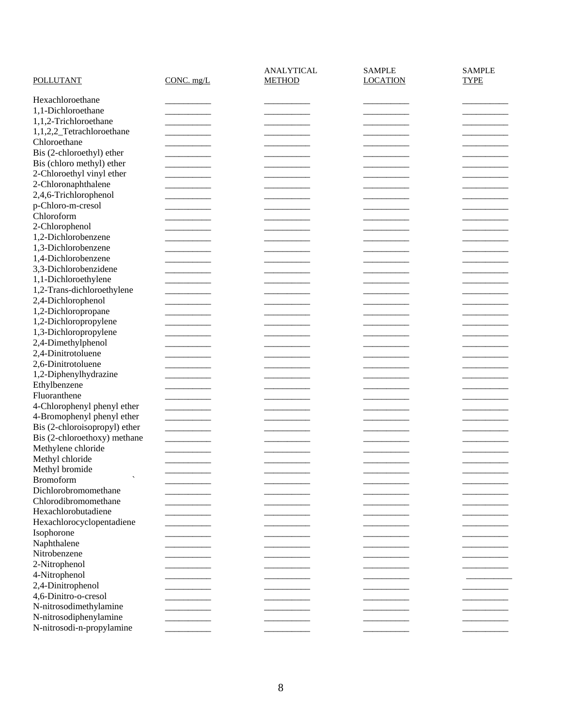| POLLUTANT | CONC. mg/L | ANALYTICAL METHOD | SAMPLE LOCATION | SAMPLE TYPE |
|---|---|---|---|---|
| Hexachloroethane | | | | |
| 1,1-Dichloroethane | | | | |
| 1,1,2-Trichloroethane | | | | |
| 1,1,2,2_Tetrachloroethane | | | | |
| Chloroethane | | | | |
| Bis (2-chloroethyl) ether | | | | |
| Bis (chloro methyl) ether | | | | |
| 2-Chloroethyl vinyl ether | | | | |
| 2-Chloronaphthalene | | | | |
| 2,4,6-Trichlorophenol | | | | |
| p-Chloro-m-cresol | | | | |
| Chloroform | | | | |
| 2-Chlorophenol | | | | |
| 1,2-Dichlorobenzene | | | | |
| 1,3-Dichlorobenzene | | | | |
| 1,4-Dichlorobenzene | | | | |
| 3,3-Dichlorobenzidene | | | | |
| 1,1-Dichloroethylene | | | | |
| 1,2-Trans-dichloroethylene | | | | |
| 2,4-Dichlorophenol | | | | |
| 1,2-Dichloropropane | | | | |
| 1,2-Dichloropropylene | | | | |
| 1,3-Dichloropropylene | | | | |
| 2,4-Dimethylphenol | | | | |
| 2,4-Dinitrotoluene | | | | |
| 2,6-Dinitrotoluene | | | | |
| 1,2-Diphenylhydrazine | | | | |
| Ethylbenzene | | | | |
| Fluoranthene | | | | |
| 4-Chlorophenyl phenyl ether | | | | |
| 4-Bromophenyl phenyl ether | | | | |
| Bis (2-chloroisopropyl) ether | | | | |
| Bis (2-chloroethoxy) methane | | | | |
| Methylene chloride | | | | |
| Methyl chloride | | | | |
| Methyl bromide | | | | |
| Bromoform | | | | |
| Dichlorobromomethane | | | | |
| Chlorodibromomethane | | | | |
| Hexachlorobutadiene | | | | |
| Hexachlorocyclopentadiene | | | | |
| Isophorone | | | | |
| Naphthalene | | | | |
| Nitrobenzene | | | | |
| 2-Nitrophenol | | | | |
| 4-Nitrophenol | | | | |
| 2,4-Dinitrophenol | | | | |
| 4,6-Dinitro-o-cresol | | | | |
| N-nitrosodimethylamine | | | | |
| N-nitrosodiphenylamine | | | | |
| N-nitrosodi-n-propylamine | | | | |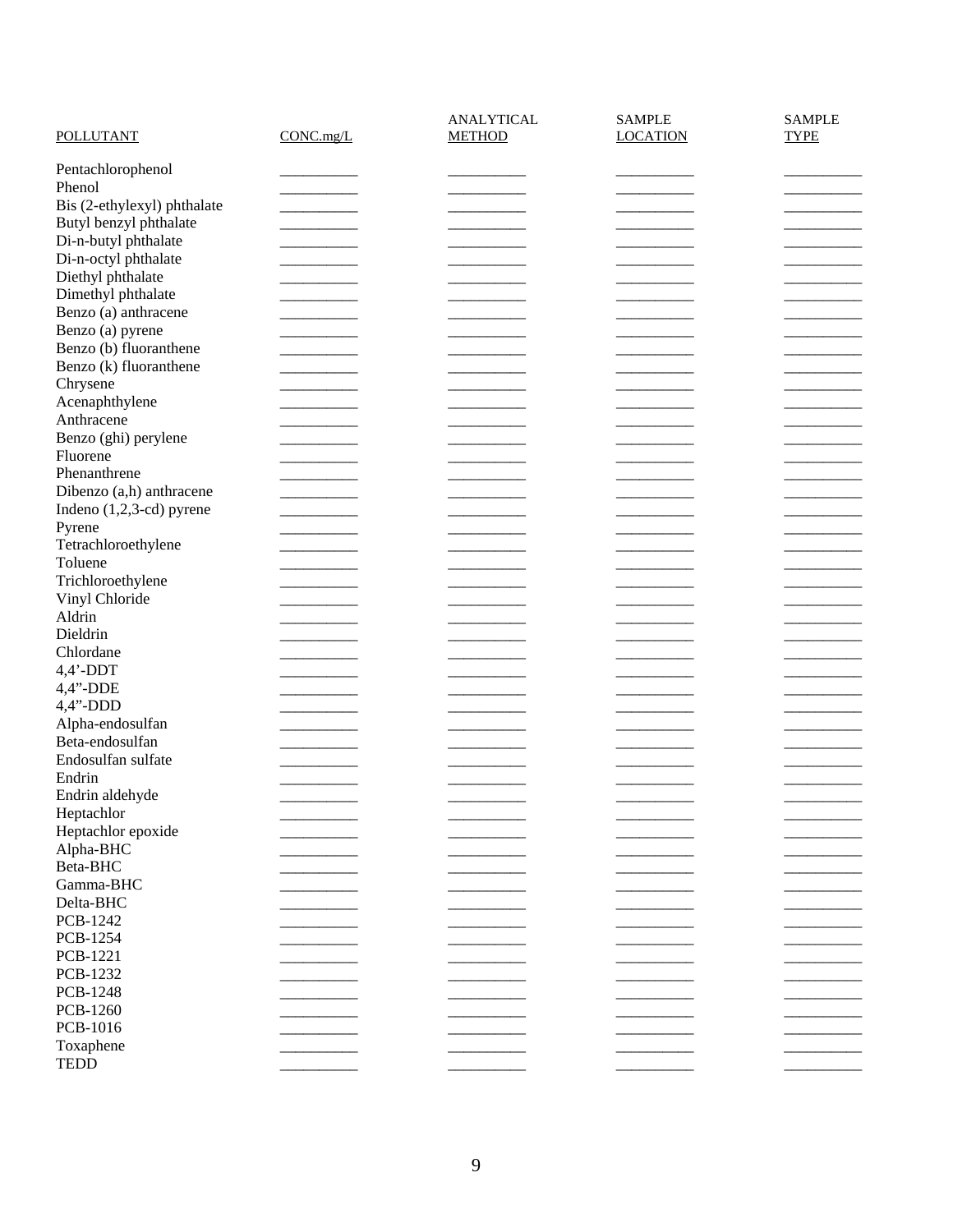| POLLUTANT | CONC.mg/L | ANALYTICAL METHOD | SAMPLE LOCATION | SAMPLE TYPE |
|---|---|---|---|---|
| Pentachlorophenol | __________ | __________ | __________ | __________ |
| Phenol | __________ | __________ | __________ | __________ |
| Bis (2-ethylexyl) phthalate | __________ | __________ | __________ | __________ |
| Butyl benzyl phthalate | __________ | __________ | __________ | __________ |
| Di-n-butyl phthalate | __________ | __________ | __________ | __________ |
| Di-n-octyl phthalate | __________ | __________ | __________ | __________ |
| Diethyl phthalate | __________ | __________ | __________ | __________ |
| Dimethyl phthalate | __________ | __________ | __________ | __________ |
| Benzo (a) anthracene | __________ | __________ | __________ | __________ |
| Benzo (a) pyrene | __________ | __________ | __________ | __________ |
| Benzo (b) fluoranthene | __________ | __________ | __________ | __________ |
| Benzo (k) fluoranthene | __________ | __________ | __________ | __________ |
| Chrysene | __________ | __________ | __________ | __________ |
| Acenaphthylene | __________ | __________ | __________ | __________ |
| Anthracene | __________ | __________ | __________ | __________ |
| Benzo (ghi) perylene | __________ | __________ | __________ | __________ |
| Fluorene | __________ | __________ | __________ | __________ |
| Phenanthrene | __________ | __________ | __________ | __________ |
| Dibenzo (a,h) anthracene | __________ | __________ | __________ | __________ |
| Indeno (1,2,3-cd) pyrene | __________ | __________ | __________ | __________ |
| Pyrene | __________ | __________ | __________ | __________ |
| Tetrachloroethylene | __________ | __________ | __________ | __________ |
| Toluene | __________ | __________ | __________ | __________ |
| Trichloroethylene | __________ | __________ | __________ | __________ |
| Vinyl Chloride | __________ | __________ | __________ | __________ |
| Aldrin | __________ | __________ | __________ | __________ |
| Dieldrin | __________ | __________ | __________ | __________ |
| Chlordane | __________ | __________ | __________ | __________ |
| 4,4'-DDT | __________ | __________ | __________ | __________ |
| 4,4"-DDE | __________ | __________ | __________ | __________ |
| 4,4"-DDD | __________ | __________ | __________ | __________ |
| Alpha-endosulfan | __________ | __________ | __________ | __________ |
| Beta-endosulfan | __________ | __________ | __________ | __________ |
| Endosulfan sulfate | __________ | __________ | __________ | __________ |
| Endrin | __________ | __________ | __________ | __________ |
| Endrin aldehyde | __________ | __________ | __________ | __________ |
| Heptachlor | __________ | __________ | __________ | __________ |
| Heptachlor epoxide | __________ | __________ | __________ | __________ |
| Alpha-BHC | __________ | __________ | __________ | __________ |
| Beta-BHC | __________ | __________ | __________ | __________ |
| Gamma-BHC | __________ | __________ | __________ | __________ |
| Delta-BHC | __________ | __________ | __________ | __________ |
| PCB-1242 | __________ | __________ | __________ | __________ |
| PCB-1254 | __________ | __________ | __________ | __________ |
| PCB-1221 | __________ | __________ | __________ | __________ |
| PCB-1232 | __________ | __________ | __________ | __________ |
| PCB-1248 | __________ | __________ | __________ | __________ |
| PCB-1260 | __________ | __________ | __________ | __________ |
| PCB-1016 | __________ | __________ | __________ | __________ |
| Toxaphene | __________ | __________ | __________ | __________ |
| TEDD | __________ | __________ | __________ | __________ |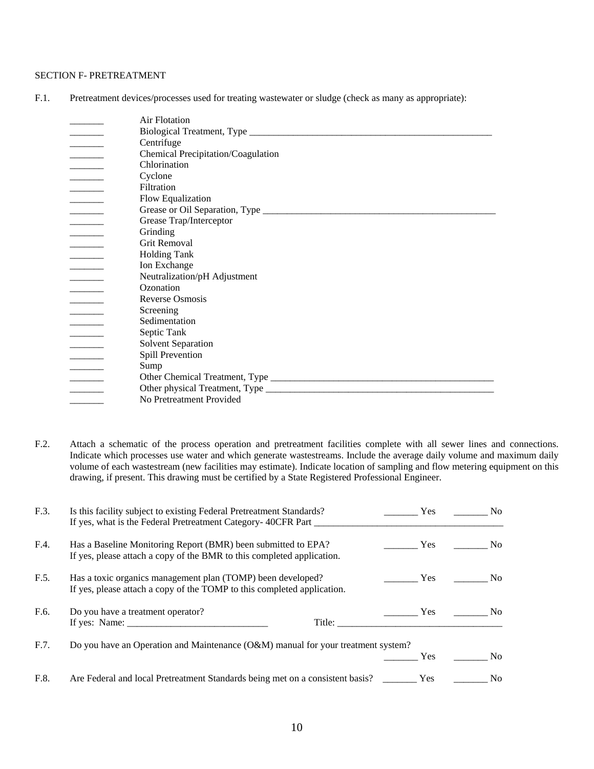SECTION F- PRETREATMENT

F.1. Pretreatment devices/processes used for treating wastewater or sludge (check as many as appropriate):

_______ Air Flotation
_______ Biological Treatment, Type ____________________________________________________
_______ Centrifuge
_______ Chemical Precipitation/Coagulation
_______ Chlorination
_______ Cyclone
_______ Filtration
_______ Flow Equalization
_______ Grease or Oil Separation, Type ____________________________________________________
_______ Grease Trap/Interceptor
_______ Grinding
_______ Grit Removal
_______ Holding Tank
_______ Ion Exchange
_______ Neutralization/pH Adjustment
_______ Ozonation
_______ Reverse Osmosis
_______ Screening
_______ Sedimentation
_______ Septic Tank
_______ Solvent Separation
_______ Spill Prevention
_______ Sump
_______ Other Chemical Treatment, Type ______________________________________________
_______ Other physical Treatment, Type ______________________________________________
_______ No Pretreatment Provided

F.2. Attach a schematic of the process operation and pretreatment facilities complete with all sewer lines and connections. Indicate which processes use water and which generate wastestreams. Include the average daily volume and maximum daily volume of each wastestream (new facilities may estimate). Indicate location of sampling and flow metering equipment on this drawing, if present. This drawing must be certified by a State Registered Professional Engineer.

F.3. Is this facility subject to existing Federal Pretreatment Standards? _______ Yes _______ No
If yes, what is the Federal Pretreatment Category- 40CFR Part ______________________________________

F.4. Has a Baseline Monitoring Report (BMR) been submitted to EPA? _______ Yes _______ No
If yes, please attach a copy of the BMR to this completed application.

F.5. Has a toxic organics management plan (TOMP) been developed? _______ Yes _______ No
If yes, please attach a copy of the TOMP to this completed application.

F.6. Do you have a treatment operator? _______ Yes _______ No
If yes: Name: _____________________________ Title: __________________________________

F.7. Do you have an Operation and Maintenance (O&M) manual for your treatment system? _______ Yes _______ No

F.8. Are Federal and local Pretreatment Standards being met on a consistent basis? _______ Yes _______ No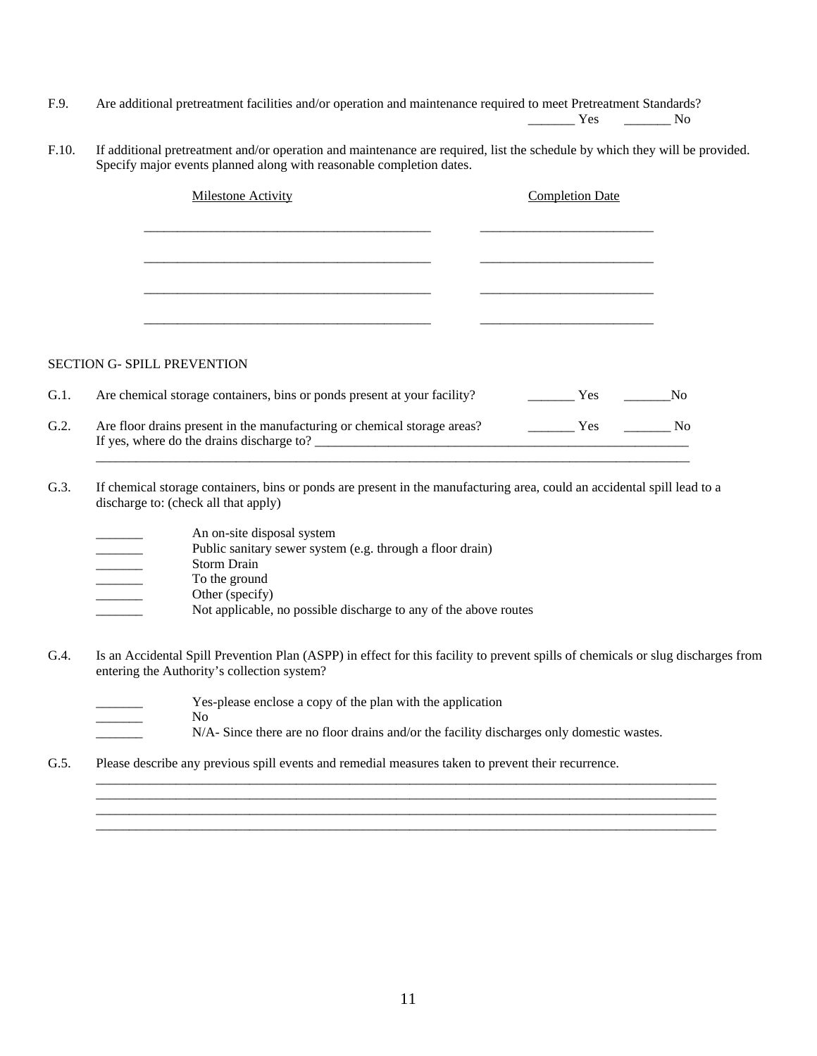F.9. Are additional pretreatment facilities and/or operation and maintenance required to meet Pretreatment Standards?

_______ Yes _______ No

F.10. If additional pretreatment and/or operation and maintenance are required, list the schedule by which they will be provided. Specify major events planned along with reasonable completion dates.

| Milestone Activity | Completion Date |
|---|---|
| ___________________________________________ | __________________________ |
| ___________________________________________ | __________________________ |
| ___________________________________________ | __________________________ |
| ___________________________________________ | __________________________ |

SECTION G- SPILL PREVENTION

G.1. Are chemical storage containers, bins or ponds present at your facility? _______ Yes _______No

G.2. Are floor drains present in the manufacturing or chemical storage areas? _______ Yes _______ No
If yes, where do the drains discharge to? ___________________________________________________________
_____________________________________________________________________________________________

G.3. If chemical storage containers, bins or ponds are present in the manufacturing area, could an accidental spill lead to a discharge to: (check all that apply)

_______ An on-site disposal system
_______ Public sanitary sewer system (e.g. through a floor drain)
_______ Storm Drain
_______ To the ground
_______ Other (specify)
_______ Not applicable, no possible discharge to any of the above routes

G.4. Is an Accidental Spill Prevention Plan (ASPP) in effect for this facility to prevent spills of chemicals or slug discharges from entering the Authority's collection system?

_______ Yes-please enclose a copy of the plan with the application
_______ No
_______ N/A- Since there are no floor drains and/or the facility discharges only domestic wastes.

G.5. Please describe any previous spill events and remedial measures taken to prevent their recurrence.
_____________________________________________________________________________________________
_____________________________________________________________________________________________
_____________________________________________________________________________________________
_____________________________________________________________________________________________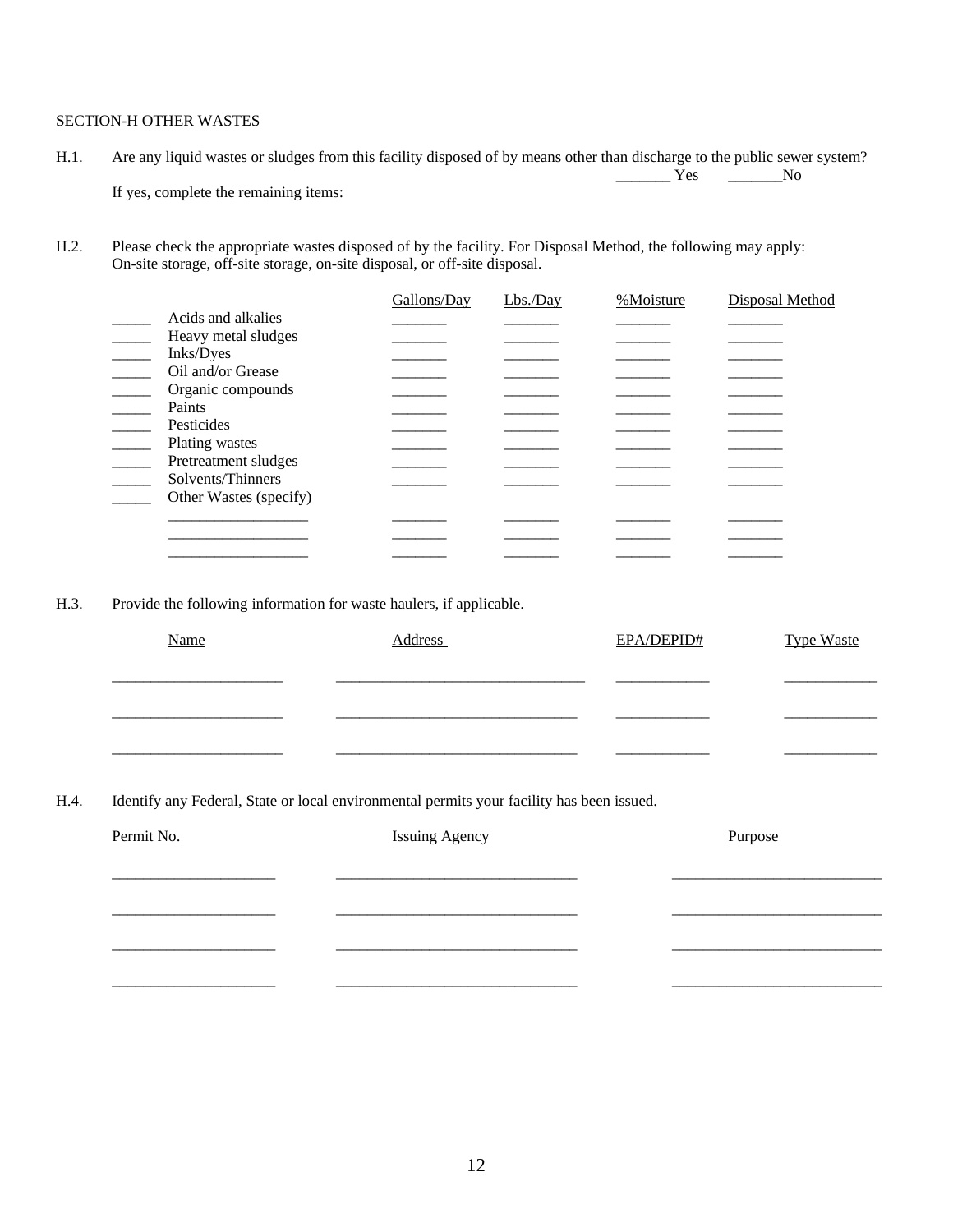SECTION-H OTHER WASTES

H.1. Are any liquid wastes or sludges from this facility disposed of by means other than discharge to the public sewer system?

_______ Yes _______No

If yes, complete the remaining items:

H.2. Please check the appropriate wastes disposed of by the facility. For Disposal Method, the following may apply: On-site storage, off-site storage, on-site disposal, or off-site disposal.

| | | Gallons/Day | Lbs./Day | %Moisture | Disposal Method |
|---|---|---|---|---|---|
| _____ | Acids and alkalies | _______ | _______ | _______ | _______ |
| _____ | Heavy metal sludges | _______ | _______ | _______ | _______ |
| _____ | Inks/Dyes | _______ | _______ | _______ | _______ |
| _____ | Oil and/or Grease | _______ | _______ | _______ | _______ |
| _____ | Organic compounds | _______ | _______ | _______ | _______ |
| _____ | Paints | _______ | _______ | _______ | _______ |
| _____ | Pesticides | _______ | _______ | _______ | _______ |
| _____ | Plating wastes | _______ | _______ | _______ | _______ |
| _____ | Pretreatment sludges | _______ | _______ | _______ | _______ |
| _____ | Solvents/Thinners | _______ | _______ | _______ | _______ |
| _____ | Other Wastes (specify) | | | | |
| | __________________ | _______ | _______ | _______ | _______ |
| | __________________ | _______ | _______ | _______ | _______ |
| | __________________ | _______ | _______ | _______ | _______ |

H.3. Provide the following information for waste haulers, if applicable.

| Name | Address | EPA/DEPID# | Type Waste |
|---|---|---|---|
| ______________________ | ________________________________ | ____________ | ____________ |
| ______________________ | ________________________________ | ____________ | ____________ |
| ______________________ | ________________________________ | ____________ | ____________ |

H.4. Identify any Federal, State or local environmental permits your facility has been issued.

| Permit No. | Issuing Agency | Purpose |
|---|---|---|
| _____________________ | _______________________________ | ___________________________ |
| _____________________ | _______________________________ | ___________________________ |
| _____________________ | _______________________________ | ___________________________ |
| _____________________ | _______________________________ | ___________________________ |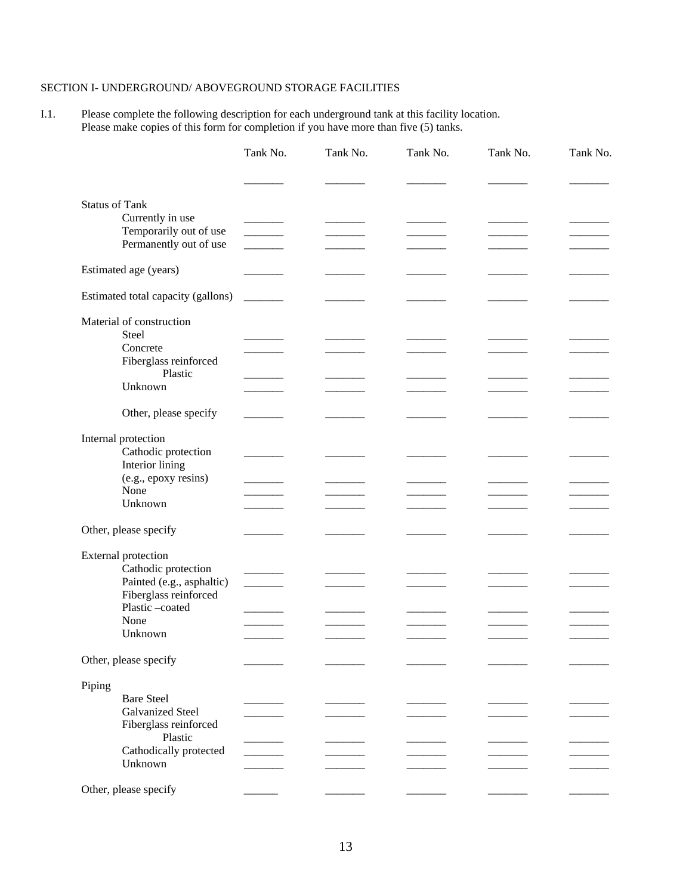SECTION I- UNDERGROUND/ ABOVEGROUND STORAGE FACILITIES

I.1. Please complete the following description for each underground tank at this facility location. Please make copies of this form for completion if you have more than five (5) tanks.

| | Tank No. | Tank No. | Tank No. | Tank No. | Tank No. |
|---|---|---|---|---|---|
| | _______ | _______ | _______ | _______ | _______ |
| **Status of Tank** | | | | | |
| Currently in use | _______ | _______ | _______ | _______ | _______ |
| Temporarily out of use | _______ | _______ | _______ | _______ | _______ |
| Permanently out of use | _______ | _______ | _______ | _______ | _______ |
| **Estimated age (years)** | _______ | _______ | _______ | _______ | _______ |
| **Estimated total capacity (gallons)** | _______ | _______ | _______ | _______ | _______ |
| **Material of construction** | | | | | |
| Steel | _______ | _______ | _______ | _______ | _______ |
| Concrete | _______ | _______ | _______ | _______ | _______ |
| Fiberglass reinforced Plastic | _______ | _______ | _______ | _______ | _______ |
| Unknown | _______ | _______ | _______ | _______ | _______ |
| Other, please specify | _______ | _______ | _______ | _______ | _______ |
| **Internal protection** | | | | | |
| Cathodic protection | _______ | _______ | _______ | _______ | _______ |
| Interior lining (e.g., epoxy resins) | _______ | _______ | _______ | _______ | _______ |
| None | _______ | _______ | _______ | _______ | _______ |
| Unknown | _______ | _______ | _______ | _______ | _______ |
| **Other, please specify** | _______ | _______ | _______ | _______ | _______ |
| **External protection** | | | | | |
| Cathodic protection | _______ | _______ | _______ | _______ | _______ |
| Painted (e.g., asphaltic) | _______ | _______ | _______ | _______ | _______ |
| Fiberglass reinforced Plastic –coated | _______ | _______ | _______ | _______ | _______ |
| None | _______ | _______ | _______ | _______ | _______ |
| Unknown | _______ | _______ | _______ | _______ | _______ |
| **Other, please specify** | _______ | _______ | _______ | _______ | _______ |
| **Piping** | | | | | |
| Bare Steel | _______ | _______ | _______ | _______ | _______ |
| Galvanized Steel | _______ | _______ | _______ | _______ | _______ |
| Fiberglass reinforced Plastic | _______ | _______ | _______ | _______ | _______ |
| Cathodically protected | _______ | _______ | _______ | _______ | _______ |
| Unknown | _______ | _______ | _______ | _______ | _______ |
| **Other, please specify** | ______ | _______ | _______ | _______ | _______ |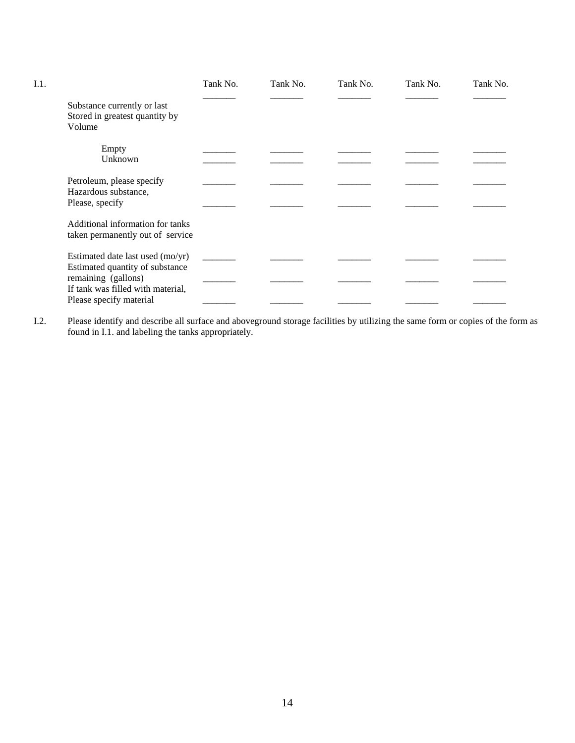I.1.

| | Tank No. _______ | Tank No. _______ | Tank No. _______ | Tank No. _______ | Tank No. _______ |
|---|---|---|---|---|---|
| Substance currently or last Stored in greatest quantity by Volume | | | | | |
| Empty | _______ | _______ | _______ | _______ | _______ |
| Unknown | _______ | _______ | _______ | _______ | _______ |
| Petroleum, please specify | _______ | _______ | _______ | _______ | _______ |
| Hazardous substance, Please, specify | _______ | _______ | _______ | _______ | _______ |
| Additional information for tanks taken permanently out of service | | | | | |
| Estimated date last used (mo/yr) | _______ | _______ | _______ | _______ | _______ |
| Estimated quantity of substance remaining (gallons) | _______ | _______ | _______ | _______ | _______ |
| If tank was filled with material, Please specify material | _______ | _______ | _______ | _______ | _______ |

I.2. Please identify and describe all surface and aboveground storage facilities by utilizing the same form or copies of the form as found in I.1. and labeling the tanks appropriately.